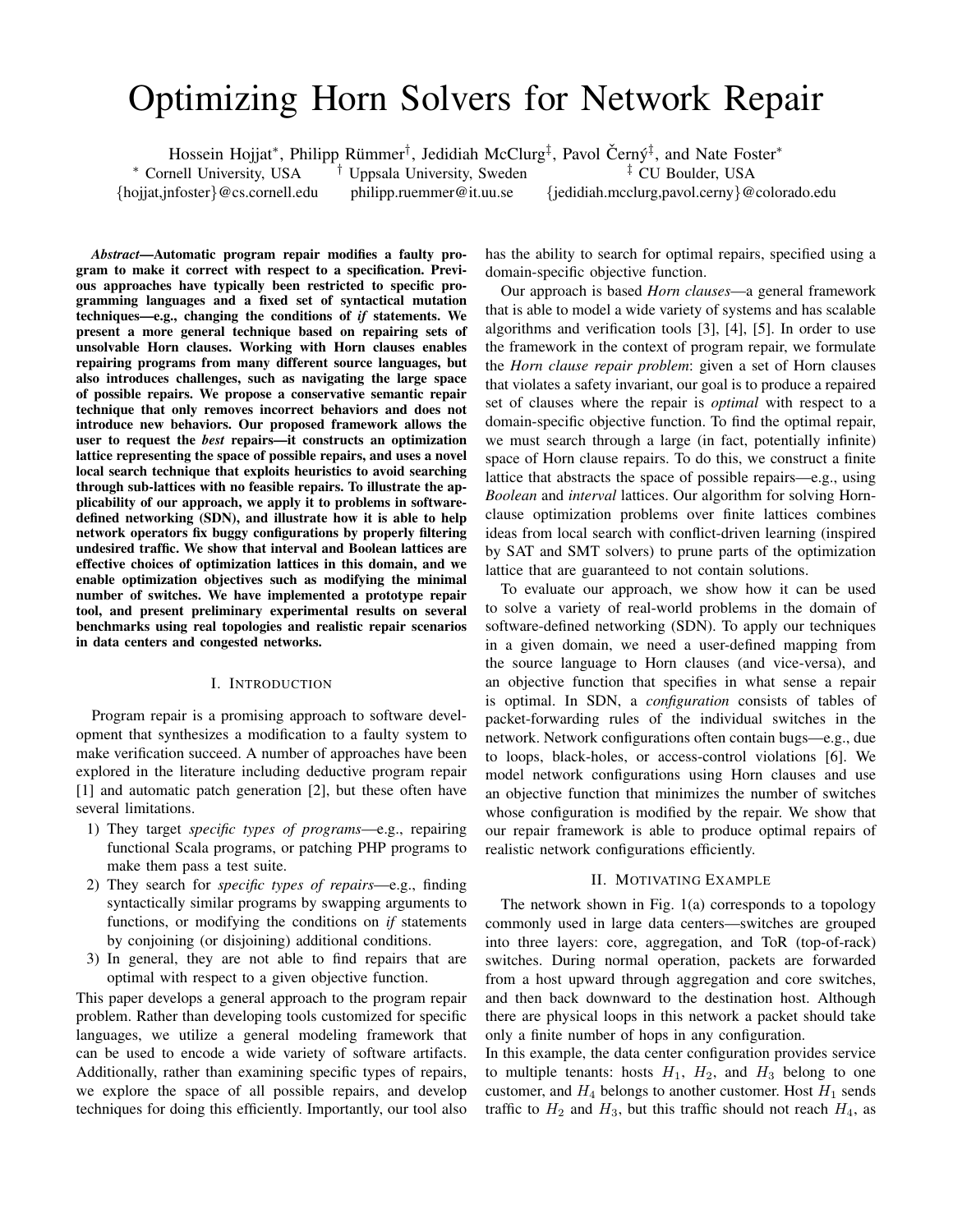# Optimizing Horn Solvers for Network Repair

Hossein Hojjat*, Philipp Rümmer†, Jedidiah McClurg‡, Pavol Černý‡, and Nate Foster*

* Cornell University, USA † Uppsala University, Sweden ‡ CU Boulder, USA

{hojjat,jnfoster}@cs.cornell.edu philipp.ruemmer@it.uu.se {jedidiah.mcclurg,pavol.cerny}@colorado.edu

***Abstract*—Automatic program repair modifies a faulty program to make it correct with respect to a specification. Previous approaches have typically been restricted to specific programming languages and a fixed set of syntactical mutation techniques—e.g., changing the conditions of *if* statements. We present a more general technique based on repairing sets of unsolvable Horn clauses. Working with Horn clauses enables repairing programs from many different source languages, but also introduces challenges, such as navigating the large space of possible repairs. We propose a conservative semantic repair technique that only removes incorrect behaviors and does not introduce new behaviors. Our proposed framework allows the user to request the *best* repairs—it constructs an optimization lattice representing the space of possible repairs, and uses a novel local search technique that exploits heuristics to avoid searching through sub-lattices with no feasible repairs. To illustrate the applicability of our approach, we apply it to problems in software-defined networking (SDN), and illustrate how it is able to help network operators fix buggy configurations by properly filtering undesired traffic. We show that interval and Boolean lattices are effective choices of optimization lattices in this domain, and we enable optimization objectives such as modifying the minimal number of switches. We have implemented a prototype repair tool, and present preliminary experimental results on several benchmarks using real topologies and realistic repair scenarios in data centers and congested networks.**

## I. Introduction

Program repair is a promising approach to software development that synthesizes a modification to a faulty system to make verification succeed. A number of approaches have been explored in the literature including deductive program repair [1] and automatic patch generation [2], but these often have several limitations.

1) They target *specific types of programs*—e.g., repairing functional Scala programs, or patching PHP programs to make them pass a test suite.
2) They search for *specific types of repairs*—e.g., finding syntactically similar programs by swapping arguments to functions, or modifying the conditions on *if* statements by conjoining (or disjoining) additional conditions.
3) In general, they are not able to find repairs that are optimal with respect to a given objective function.

This paper develops a general approach to the program repair problem. Rather than developing tools customized for specific languages, we utilize a general modeling framework that can be used to encode a wide variety of software artifacts. Additionally, rather than examining specific types of repairs, we explore the space of all possible repairs, and develop techniques for doing this efficiently. Importantly, our tool also has the ability to search for optimal repairs, specified using a domain-specific objective function.

Our approach is based *Horn clauses*—a general framework that is able to model a wide variety of systems and has scalable algorithms and verification tools [3], [4], [5]. In order to use the framework in the context of program repair, we formulate the *Horn clause repair problem*: given a set of Horn clauses that violates a safety invariant, our goal is to produce a repaired set of clauses where the repair is *optimal* with respect to a domain-specific objective function. To find the optimal repair, we must search through a large (in fact, potentially infinite) space of Horn clause repairs. To do this, we construct a finite lattice that abstracts the space of possible repairs—e.g., using *Boolean* and *interval* lattices. Our algorithm for solving Horn-clause optimization problems over finite lattices combines ideas from local search with conflict-driven learning (inspired by SAT and SMT solvers) to prune parts of the optimization lattice that are guaranteed to not contain solutions.

To evaluate our approach, we show how it can be used to solve a variety of real-world problems in the domain of software-defined networking (SDN). To apply our techniques in a given domain, we need a user-defined mapping from the source language to Horn clauses (and vice-versa), and an objective function that specifies in what sense a repair is optimal. In SDN, a *configuration* consists of tables of packet-forwarding rules of the individual switches in the network. Network configurations often contain bugs—e.g., due to loops, black-holes, or access-control violations [6]. We model network configurations using Horn clauses and use an objective function that minimizes the number of switches whose configuration is modified by the repair. We show that our repair framework is able to produce optimal repairs of realistic network configurations efficiently.

## II. Motivating Example

The network shown in Fig. 1(a) corresponds to a topology commonly used in large data centers—switches are grouped into three layers: core, aggregation, and ToR (top-of-rack) switches. During normal operation, packets are forwarded from a host upward through aggregation and core switches, and then back downward to the destination host. Although there are physical loops in this network a packet should take only a finite number of hops in any configuration.

In this example, the data center configuration provides service to multiple tenants: hosts $H_1$, $H_2$, and $H_3$ belong to one customer, and $H_4$ belongs to another customer. Host $H_1$ sends traffic to $H_2$ and $H_3$, but this traffic should not reach $H_4$, as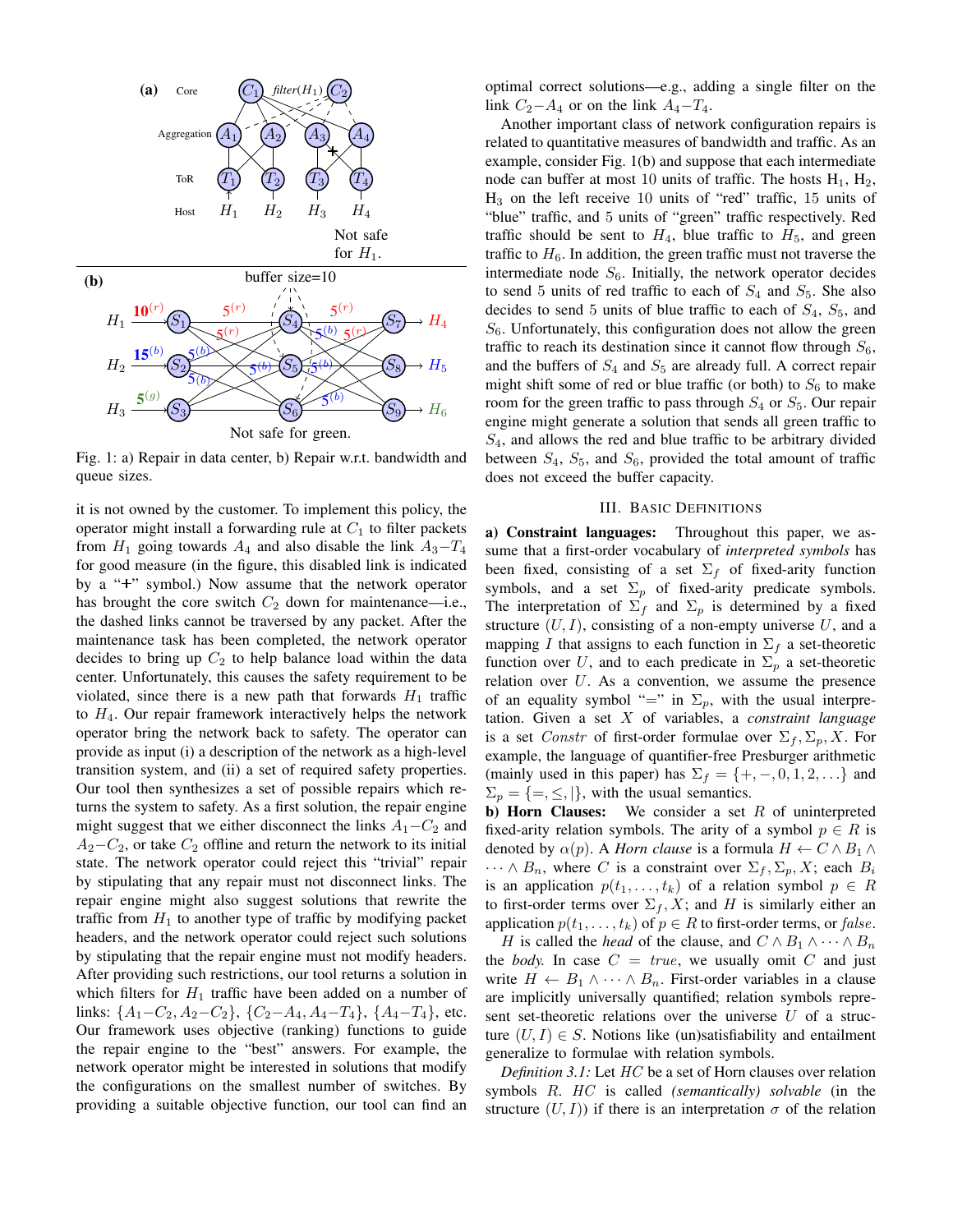Fig. 1: a) Repair in data center, b) Repair w.r.t. bandwidth and queue sizes.

it is not owned by the customer. To implement this policy, the operator might install a forwarding rule at $C_1$ to filter packets from $H_1$ going towards $A_4$ and also disable the link $A_3$–$T_4$ for good measure (in the figure, this disabled link is indicated by a "+" symbol.) Now assume that the network operator has brought the core switch $C_2$ down for maintenance—i.e., the dashed links cannot be traversed by any packet. After the maintenance task has been completed, the network operator decides to bring up $C_2$ to help balance load within the data center. Unfortunately, this causes the safety requirement to be violated, since there is a new path that forwards $H_1$ traffic to $H_4$. Our repair framework interactively helps the network operator bring the network back to safety. The operator can provide as input (i) a description of the network as a high-level transition system, and (ii) a set of required safety properties. Our tool then synthesizes a set of possible repairs which returns the system to safety. As a first solution, the repair engine might suggest that we either disconnect the links $A_1$–$C_2$ and $A_2$–$C_2$, or take $C_2$ offline and return the network to its initial state. The network operator could reject this "trivial" repair by stipulating that any repair must not disconnect links. The repair engine might also suggest solutions that rewrite the traffic from $H_1$ to another type of traffic by modifying packet headers, and the network operator could reject such solutions by stipulating that the repair engine must not modify headers. After providing such restrictions, our tool returns a solution in which filters for $H_1$ traffic have been added on a number of links: $\{A_1–C_2, A_2–C_2\}$, $\{C_2–A_4, A_4–T_4\}$, $\{A_4–T_4\}$, etc. Our framework uses objective (ranking) functions to guide the repair engine to the "best" answers. For example, the network operator might be interested in solutions that modify the configurations on the smallest number of switches. By providing a suitable objective function, our tool can find an optimal correct solutions—e.g., adding a single filter on the link $C_2$–$A_4$ or on the link $A_4$–$T_4$.

Another important class of network configuration repairs is related to quantitative measures of bandwidth and traffic. As an example, consider Fig. 1(b) and suppose that each intermediate node can buffer at most 10 units of traffic. The hosts $H_1$, $H_2$, $H_3$ on the left receive 10 units of "red" traffic, 15 units of "blue" traffic, and 5 units of "green" traffic respectively. Red traffic should be sent to $H_4$, blue traffic to $H_5$, and green traffic to $H_6$. In addition, the green traffic must not traverse the intermediate node $S_6$. Initially, the network operator decides to send 5 units of red traffic to each of $S_4$ and $S_5$. She also decides to send 5 units of blue traffic to each of $S_4$, $S_5$, and $S_6$. Unfortunately, this configuration does not allow the green traffic to reach its destination since it cannot flow through $S_6$, and the buffers of $S_4$ and $S_5$ are already full. A correct repair might shift some of red or blue traffic (or both) to $S_6$ to make room for the green traffic to pass through $S_4$ or $S_5$. Our repair engine might generate a solution that sends all green traffic to $S_4$, and allows the red and blue traffic to be arbitrary divided between $S_4$, $S_5$, and $S_6$, provided the total amount of traffic does not exceed the buffer capacity.

## III. Basic Definitions

**a) Constraint languages:** Throughout this paper, we assume that a first-order vocabulary of *interpreted symbols* has been fixed, consisting of a set $\Sigma_f$ of fixed-arity function symbols, and a set $\Sigma_p$ of fixed-arity predicate symbols. The interpretation of $\Sigma_f$ and $\Sigma_p$ is determined by a fixed structure $(U, I)$, consisting of a non-empty universe $U$, and a mapping $I$ that assigns to each function in $\Sigma_f$ a set-theoretic function over $U$, and to each predicate in $\Sigma_p$ a set-theoretic relation over $U$. As a convention, we assume the presence of an equality symbol "=" in $\Sigma_p$, with the usual interpretation. Given a set $X$ of variables, a *constraint language* is a set *Constr* of first-order formulae over $\Sigma_f, \Sigma_p, X$. For example, the language of quantifier-free Presburger arithmetic (mainly used in this paper) has $\Sigma_f = \{+, -, 0, 1, 2, \ldots\}$ and $\Sigma_p = \{=, \leq, |\}$, with the usual semantics.

**b) Horn Clauses:** We consider a set $R$ of uninterpreted fixed-arity relation symbols. The arity of a symbol $p \in R$ is denoted by $\alpha(p)$. A *Horn clause* is a formula $H \leftarrow C \wedge B_1 \wedge \cdots \wedge B_n$, where $C$ is a constraint over $\Sigma_f, \Sigma_p, X$; each $B_i$ is an application $p(t_1, \ldots, t_k)$ of a relation symbol $p \in R$ to first-order terms over $\Sigma_f, X$; and $H$ is similarly either an application $p(t_1, \ldots, t_k)$ of $p \in R$ to first-order terms, or *false*.

$H$ is called the *head* of the clause, and $C \wedge B_1 \wedge \cdots \wedge B_n$ the *body*. In case $C = true$, we usually omit $C$ and just write $H \leftarrow B_1 \wedge \cdots \wedge B_n$. First-order variables in a clause are implicitly universally quantified; relation symbols represent set-theoretic relations over the universe $U$ of a structure $(U, I) \in S$. Notions like (un)satisfiability and entailment generalize to formulae with relation symbols.

*Definition 3.1:* Let $HC$ be a set of Horn clauses over relation symbols $R$. $HC$ is called *(semantically) solvable* (in the structure $(U, I)$) if there is an interpretation $\sigma$ of the relation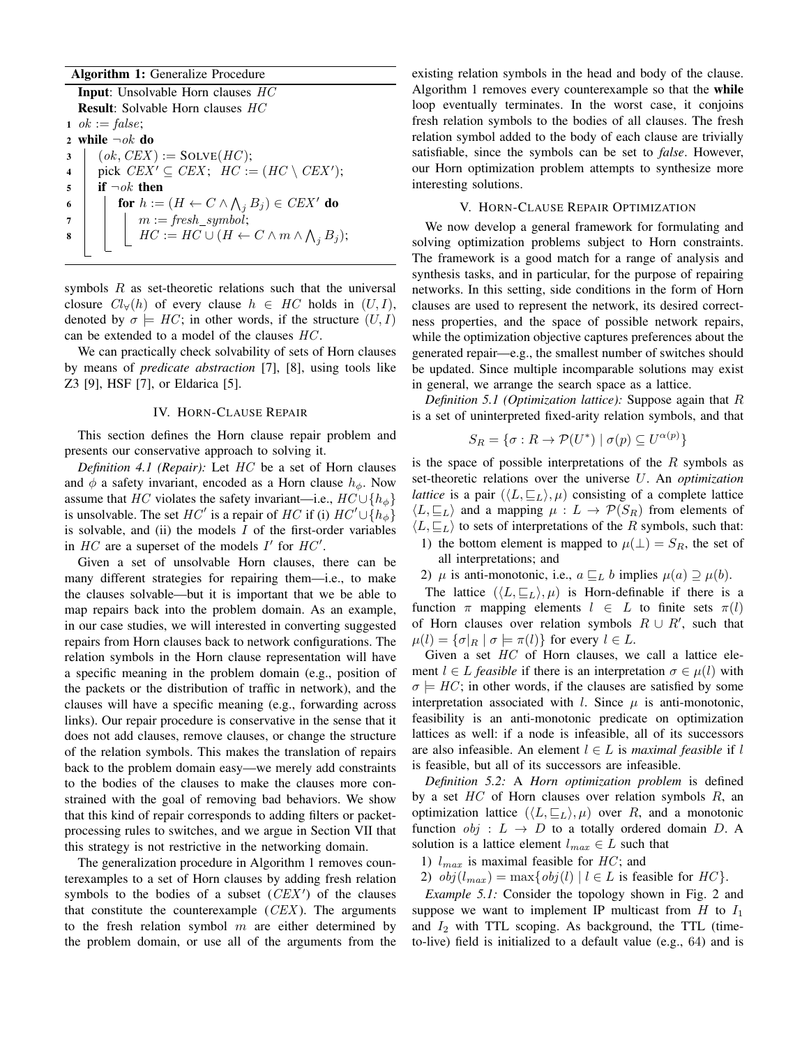**Algorithm 1:** Generalize Procedure

```
   Input: Unsolvable Horn clauses HC
   Result: Solvable Horn clauses HC
1  ok := false;
2  while ¬ok do
3  |  (ok, CEX) := SOLVE(HC);
4  |  pick CEX' ⊆ CEX;  HC := (HC \ CEX');
5  |  if ¬ok then
6  |  |  for h := (H ← C ∧ ⋀_j B_j) ∈ CEX' do
7  |  |  |  m := fresh_symbol;
8  |  |  |  HC := HC ∪ (H ← C ∧ m ∧ ⋀_j B_j);
```

symbols $R$ as set-theoretic relations such that the universal closure $Cl_\forall(h)$ of every clause $h \in HC$ holds in $(U, I)$, denoted by $\sigma \models HC$; in other words, if the structure $(U, I)$ can be extended to a model of the clauses $HC$.

We can practically check solvability of sets of Horn clauses by means of *predicate abstraction* [7], [8], using tools like Z3 [9], HSF [7], or Eldarica [5].

## IV. Horn-Clause Repair

This section defines the Horn clause repair problem and presents our conservative approach to solving it.

*Definition 4.1 (Repair):* Let $HC$ be a set of Horn clauses and $\phi$ a safety invariant, encoded as a Horn clause $h_\phi$. Now assume that $HC$ violates the safety invariant—i.e., $HC \cup \{h_\phi\}$ is unsolvable. The set $HC'$ is a repair of $HC$ if (i) $HC' \cup \{h_\phi\}$ is solvable, and (ii) the models $I$ of the first-order variables in $HC$ are a superset of the models $I'$ for $HC'$.

Given a set of unsolvable Horn clauses, there can be many different strategies for repairing them—i.e., to make the clauses solvable—but it is important that we be able to map repairs back into the problem domain. As an example, in our case studies, we will interested in converting suggested repairs from Horn clauses back to network configurations. The relation symbols in the Horn clause representation will have a specific meaning in the problem domain (e.g., position of the packets or the distribution of traffic in network), and the clauses will have a specific meaning (e.g., forwarding across links). Our repair procedure is conservative in the sense that it does not add clauses, remove clauses, or change the structure of the relation symbols. This makes the translation of repairs back to the problem domain easy—we merely add constraints to the bodies of the clauses to make the clauses more constrained with the goal of removing bad behaviors. We show that this kind of repair corresponds to adding filters or packet-processing rules to switches, and we argue in Section VII that this strategy is not restrictive in the networking domain.

The generalization procedure in Algorithm 1 removes counterexamples to a set of Horn clauses by adding fresh relation symbols to the bodies of a subset ($CEX'$) of the clauses that constitute the counterexample ($CEX$). The arguments to the fresh relation symbol $m$ are either determined by the problem domain, or use all of the arguments from the existing relation symbols in the head and body of the clause. Algorithm 1 removes every counterexample so that the **while** loop eventually terminates. In the worst case, it conjoins fresh relation symbols to the bodies of all clauses. The fresh relation symbol added to the body of each clause are trivially satisfiable, since the symbols can be set to *false*. However, our Horn optimization problem attempts to synthesize more interesting solutions.

## V. Horn-Clause Repair Optimization

We now develop a general framework for formulating and solving optimization problems subject to Horn constraints. The framework is a good match for a range of analysis and synthesis tasks, and in particular, for the purpose of repairing networks. In this setting, side conditions in the form of Horn clauses are used to represent the network, its desired correctness properties, and the space of possible network repairs, while the optimization objective captures preferences about the generated repair—e.g., the smallest number of switches should be updated. Since multiple incomparable solutions may exist in general, we arrange the search space as a lattice.

*Definition 5.1 (Optimization lattice):* Suppose again that $R$ is a set of uninterpreted fixed-arity relation symbols, and that

$$S_R = \{\sigma : R \to \mathcal{P}(U^*) \mid \sigma(p) \subseteq U^{\alpha(p)}\}$$

is the space of possible interpretations of the $R$ symbols as set-theoretic relations over the universe $U$. An *optimization lattice* is a pair $(\langle L, \sqsubseteq_L \rangle, \mu)$ consisting of a complete lattice $\langle L, \sqsubseteq_L \rangle$ and a mapping $\mu : L \to \mathcal{P}(S_R)$ from elements of $\langle L, \sqsubseteq_L \rangle$ to sets of interpretations of the $R$ symbols, such that:

1) the bottom element is mapped to $\mu(\bot) = S_R$, the set of all interpretations; and
2) $\mu$ is anti-monotonic, i.e., $a \sqsubseteq_L b$ implies $\mu(a) \supseteq \mu(b)$.

The lattice $(\langle L, \sqsubseteq_L \rangle, \mu)$ is Horn-definable if there is a function $\pi$ mapping elements $l \in L$ to finite sets $\pi(l)$ of Horn clauses over relation symbols $R \cup R'$, such that $\mu(l) = \{\sigma|_R \mid \sigma \models \pi(l)\}$ for every $l \in L$.

Given a set $HC$ of Horn clauses, we call a lattice element $l \in L$ *feasible* if there is an interpretation $\sigma \in \mu(l)$ with $\sigma \models HC$; in other words, if the clauses are satisfied by some interpretation associated with $l$. Since $\mu$ is anti-monotonic, feasibility is an anti-monotonic predicate on optimization lattices as well: if a node is infeasible, all of its successors are also infeasible. An element $l \in L$ is *maximal feasible* if $l$ is feasible, but all of its successors are infeasible.

*Definition 5.2:* A *Horn optimization problem* is defined by a set $HC$ of Horn clauses over relation symbols $R$, an optimization lattice $(\langle L, \sqsubseteq_L \rangle, \mu)$ over $R$, and a monotonic function $obj : L \to D$ to a totally ordered domain $D$. A solution is a lattice element $l_{max} \in L$ such that

1) $l_{max}$ is maximal feasible for $HC$; and
2) $obj(l_{max}) = \max\{obj(l) \mid l \in L \text{ is feasible for } HC\}$.

*Example 5.1:* Consider the topology shown in Fig. 2 and suppose we want to implement IP multicast from $H$ to $I_1$ and $I_2$ with TTL scoping. As background, the TTL (time-to-live) field is initialized to a default value (e.g., 64) and is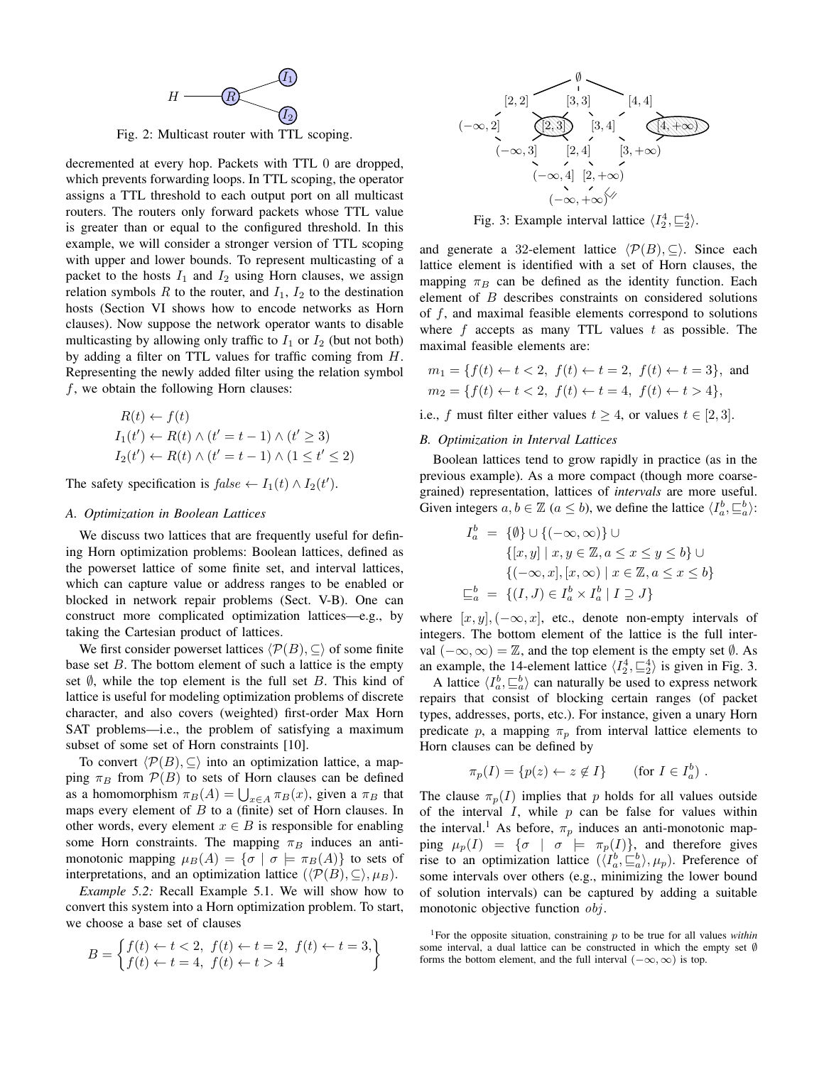Fig. 2: Multicast router with TTL scoping.

decremented at every hop. Packets with TTL 0 are dropped, which prevents forwarding loops. In TTL scoping, the operator assigns a TTL threshold to each output port on all multicast routers. The routers only forward packets whose TTL value is greater than or equal to the configured threshold. In this example, we will consider a stronger version of TTL scoping with upper and lower bounds. To represent multicasting of a packet to the hosts $I_1$ and $I_2$ using Horn clauses, we assign relation symbols $R$ to the router, and $I_1$, $I_2$ to the destination hosts (Section VI shows how to encode networks as Horn clauses). Now suppose the network operator wants to disable multicasting by allowing only traffic to $I_1$ or $I_2$ (but not both) by adding a filter on TTL values for traffic coming from $H$. Representing the newly added filter using the relation symbol $f$, we obtain the following Horn clauses:

$$
\begin{aligned}
&R(t) \leftarrow f(t) \\
&I_1(t') \leftarrow R(t) \wedge (t' = t - 1) \wedge (t' \geq 3) \\
&I_2(t') \leftarrow R(t) \wedge (t' = t - 1) \wedge (1 \leq t' \leq 2)
\end{aligned}
$$

The safety specification is $\mathit{false} \leftarrow I_1(t) \wedge I_2(t')$.

### A. Optimization in Boolean Lattices

We discuss two lattices that are frequently useful for defining Horn optimization problems: Boolean lattices, defined as the powerset lattice of some finite set, and interval lattices, which can capture value or address ranges to be enabled or blocked in network repair problems (Sect. V-B). One can construct more complicated optimization lattices—e.g., by taking the Cartesian product of lattices.

We first consider powerset lattices $\langle \mathcal{P}(B), \subseteq \rangle$ of some finite base set $B$. The bottom element of such a lattice is the empty set $\emptyset$, while the top element is the full set $B$. This kind of lattice is useful for modeling optimization problems of discrete character, and also covers (weighted) first-order Max Horn SAT problems—i.e., the problem of satisfying a maximum subset of some set of Horn constraints [10].

To convert $\langle \mathcal{P}(B), \subseteq \rangle$ into an optimization lattice, a mapping $\pi_B$ from $\mathcal{P}(B)$ to sets of Horn clauses can be defined as a homomorphism $\pi_B(A) = \bigcup_{x \in A} \pi_B(x)$, given a $\pi_B$ that maps every element of $B$ to a (finite) set of Horn clauses. In other words, every element $x \in B$ is responsible for enabling some Horn constraints. The mapping $\pi_B$ induces an anti-monotonic mapping $\mu_B(A) = \{\sigma \mid \sigma \models \pi_B(A)\}$ to sets of interpretations, and an optimization lattice $(\langle \mathcal{P}(B), \subseteq \rangle, \mu_B)$.

*Example 5.2:* Recall Example 5.1. We will show how to convert this system into a Horn optimization problem. To start, we choose a base set of clauses

$$
B = \begin{Bmatrix} f(t) \leftarrow t < 2,\ f(t) \leftarrow t = 2,\ f(t) \leftarrow t = 3, \\ f(t) \leftarrow t = 4,\ f(t) \leftarrow t > 4 \end{Bmatrix}
$$

Fig. 3: Example interval lattice $\langle I_2^4, \sqsubseteq_2^4 \rangle$.

and generate a 32-element lattice $\langle \mathcal{P}(B), \subseteq \rangle$. Since each lattice element is identified with a set of Horn clauses, the mapping $\pi_B$ can be defined as the identity function. Each element of $B$ describes constraints on considered solutions of $f$, and maximal feasible elements correspond to solutions where $f$ accepts as many TTL values $t$ as possible. The maximal feasible elements are:

$$
\begin{aligned}
m_1 &= \{f(t) \leftarrow t < 2,\ f(t) \leftarrow t = 2,\ f(t) \leftarrow t = 3\}, \text{ and} \\
m_2 &= \{f(t) \leftarrow t < 2,\ f(t) \leftarrow t = 4,\ f(t) \leftarrow t > 4\},
\end{aligned}
$$

i.e., $f$ must filter either values $t \geq 4$, or values $t \in [2, 3]$.

### B. Optimization in Interval Lattices

Boolean lattices tend to grow rapidly in practice (as in the previous example). As a more compact (though more coarse-grained) representation, lattices of *intervals* are more useful. Given integers $a, b \in \mathbb{Z}$ ($a \leq b$), we define the lattice $\langle I_a^b, \sqsubseteq_a^b \rangle$:

$$
\begin{aligned}
I_a^b &= \{\emptyset\} \cup \{(-\infty, \infty)\} \cup \\
&\quad\ \{[x, y] \mid x, y \in \mathbb{Z}, a \leq x \leq y \leq b\} \cup \\
&\quad\ \{(-\infty, x], [x, \infty) \mid x \in \mathbb{Z}, a \leq x \leq b\} \\
\sqsubseteq_a^b &= \{(I, J) \in I_a^b \times I_a^b \mid I \supseteq J\}
\end{aligned}
$$

where $[x, y], (-\infty, x]$, etc., denote non-empty intervals of integers. The bottom element of the lattice is the full interval $(-\infty, \infty) = \mathbb{Z}$, and the top element is the empty set $\emptyset$. As an example, the 14-element lattice $\langle I_2^4, \sqsubseteq_2^4 \rangle$ is given in Fig. 3.

A lattice $\langle I_a^b, \sqsubseteq_a^b \rangle$ can naturally be used to express network repairs that consist of blocking certain ranges (of packet types, addresses, ports, etc.). For instance, given a unary Horn predicate $p$, a mapping $\pi_p$ from interval lattice elements to Horn clauses can be defined by

$$
\pi_p(I) = \{p(z) \leftarrow z \notin I\} \qquad (\text{for } I \in I_a^b) .
$$

The clause $\pi_p(I)$ implies that $p$ holds for all values outside of the interval $I$, while $p$ can be false for values within the interval.[1] As before, $\pi_p$ induces an anti-monotonic mapping $\mu_p(I) = \{\sigma \mid \sigma \models \pi_p(I)\}$, and therefore gives rise to an optimization lattice $(\langle I_a^b, \sqsubseteq_a^b \rangle, \mu_p)$. Preference of some intervals over others (e.g., minimizing the lower bound of solution intervals) can be captured by adding a suitable monotonic objective function $obj$.

[1] For the opposite situation, constraining $p$ to be true for all values *within* some interval, a dual lattice can be constructed in which the empty set $\emptyset$ forms the bottom element, and the full interval $(-\infty, \infty)$ is top.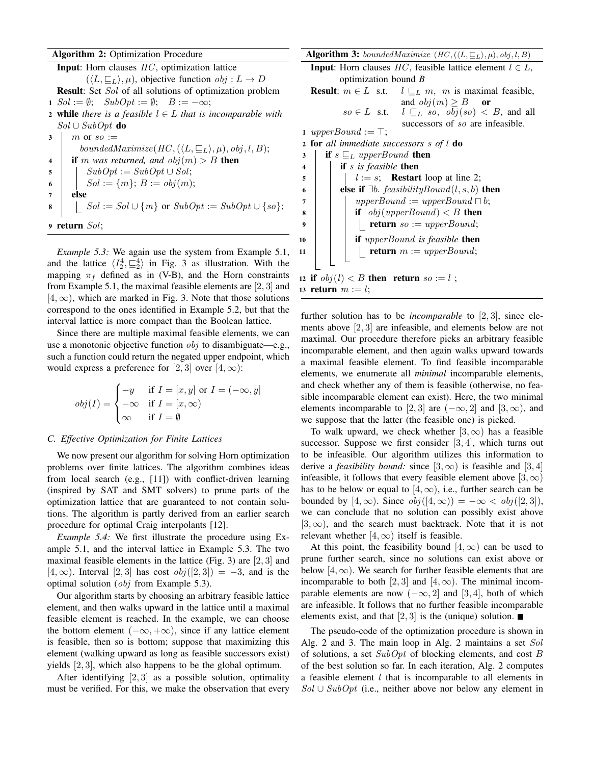**Algorithm 2:** Optimization Procedure

```
Input: Horn clauses HC, optimization lattice
       (⟨L, ⊑_L⟩, μ), objective function obj : L → D
Result: Set Sol of all solutions of optimization problem
1  Sol := ∅;   SubOpt := ∅;   B := −∞;
2  while there is a feasible l ∈ L that is incomparable with
   Sol ∪ SubOpt do
3      m or so :=
           boundedMaximize(HC, (⟨L, ⊑_L⟩, μ), obj, l, B);
4      if m was returned, and obj(m) > B then
5          SubOpt := SubOpt ∪ Sol;
6          Sol := {m}; B := obj(m);
7      else
8          Sol := Sol ∪ {m} or SubOpt := SubOpt ∪ {so};
9  return Sol;
```

*Example 5.3:* We again use the system from Example 5.1, and the lattice $\langle I_2^4, \sqsubseteq_2^4 \rangle$ in Fig. 3 as illustration. With the mapping $\pi_f$ defined as in (V-B), and the Horn constraints from Example 5.1, the maximal feasible elements are $[2, 3]$ and $[4, \infty)$, which are marked in Fig. 3. Note that those solutions correspond to the ones identified in Example 5.2, but that the interval lattice is more compact than the Boolean lattice.

Since there are multiple maximal feasible elements, we can use a monotonic objective function $obj$ to disambiguate—e.g., such a function could return the negated upper endpoint, which would express a preference for $[2, 3]$ over $[4, \infty)$:

$$obj(I) = \begin{cases} -y & \text{if } I = [x, y] \text{ or } I = (-\infty, y] \\ -\infty & \text{if } I = [x, \infty) \\ \infty & \text{if } I = \emptyset \end{cases}$$

### C. Effective Optimization for Finite Lattices

We now present our algorithm for solving Horn optimization problems over finite lattices. The algorithm combines ideas from local search (e.g., [11]) with conflict-driven learning (inspired by SAT and SMT solvers) to prune parts of the optimization lattice that are guaranteed to not contain solutions. The algorithm is partly derived from an earlier search procedure for optimal Craig interpolants [12].

*Example 5.4:* We first illustrate the procedure using Example 5.1, and the interval lattice in Example 5.3. The two maximal feasible elements in the lattice (Fig. 3) are $[2, 3]$ and $[4, \infty)$. Interval $[2, 3]$ has cost $obj([2, 3]) = -3$, and is the optimal solution ($obj$ from Example 5.3).

Our algorithm starts by choosing an arbitrary feasible lattice element, and then walks upward in the lattice until a maximal feasible element is reached. In the example, we can choose the bottom element $(-\infty, +\infty)$, since if any lattice element is feasible, then so is bottom; suppose that maximizing this element (walking upward as long as feasible successors exist) yields $[2, 3]$, which also happens to be the global optimum.

After identifying $[2, 3]$ as a possible solution, optimality must be verified. For this, we make the observation that every further solution has to be *incomparable* to $[2, 3]$, since elements above $[2, 3]$ are infeasible, and elements below are not maximal. Our procedure therefore picks an arbitrary feasible incomparable element, and then again walks upward towards a maximal feasible element. To find feasible incomparable elements, we enumerate all *minimal* incomparable elements, and check whether any of them is feasible (otherwise, no feasible incomparable element can exist). Here, the two minimal elements incomparable to $[2, 3]$ are $(-\infty, 2]$ and $[3, \infty)$, and we suppose that the latter (the feasible one) is picked.

To walk upward, we check whether $[3, \infty)$ has a feasible successor. Suppose we first consider $[3, 4]$, which turns out to be infeasible. Our algorithm utilizes this information to derive a *feasibility bound:* since $[3, \infty)$ is feasible and $[3, 4]$ infeasible, it follows that every feasible element above $[3, \infty)$ has to be below or equal to $[4, \infty)$, i.e., further search can be bounded by $[4, \infty)$. Since $obj([4, \infty)) = -\infty < obj([2, 3])$, we can conclude that no solution can possibly exist above $[3, \infty)$, and the search must backtrack. Note that it is not relevant whether $[4, \infty)$ itself is feasible.

At this point, the feasibility bound $[4, \infty)$ can be used to prune further search, since no solutions can exist above or below $[4, \infty)$. We search for further feasible elements that are incomparable to both $[2, 3]$ and $[4, \infty)$. The minimal incomparable elements are now $(-\infty, 2]$ and $[3, 4]$, both of which are infeasible. It follows that no further feasible incomparable elements exist, and that $[2, 3]$ is the (unique) solution. ∎

**Algorithm 3:** *boundedMaximize* $(HC, (\langle L, \sqsubseteq_L \rangle, \mu), obj, l, B)$

```
Input: Horn clauses HC, feasible lattice element l ∈ L,
       optimization bound B
Result: m ∈ L  s.t.  l ⊑_L m, m is maximal feasible,
                     and obj(m) ≥ B   or
        so ∈ L  s.t. l ⊑_L so, obj(so) < B, and all
                     successors of so are infeasible.
1  upperBound := ⊤;
2  for all immediate successors s of l do
3      if s ⊑_L upperBound then
4          if s is feasible then
5              l := s;   Restart loop at line 2;
6          else if ∃b. feasibilityBound(l, s, b) then
7              upperBound := upperBound ⊓ b;
8              if obj(upperBound) < B then
9                  return so := upperBound;
10             if upperBound is feasible then
11                 return m := upperBound;
12 if obj(l) < B then return so := l ;
13 return m := l;
```

The pseudo-code of the optimization procedure is shown in Alg. 2 and 3. The main loop in Alg. 2 maintains a set $Sol$ of solutions, a set $SubOpt$ of blocking elements, and cost $B$ of the best solution so far. In each iteration, Alg. 2 computes a feasible element $l$ that is incomparable to all elements in $Sol \cup SubOpt$ (i.e., neither above nor below any element in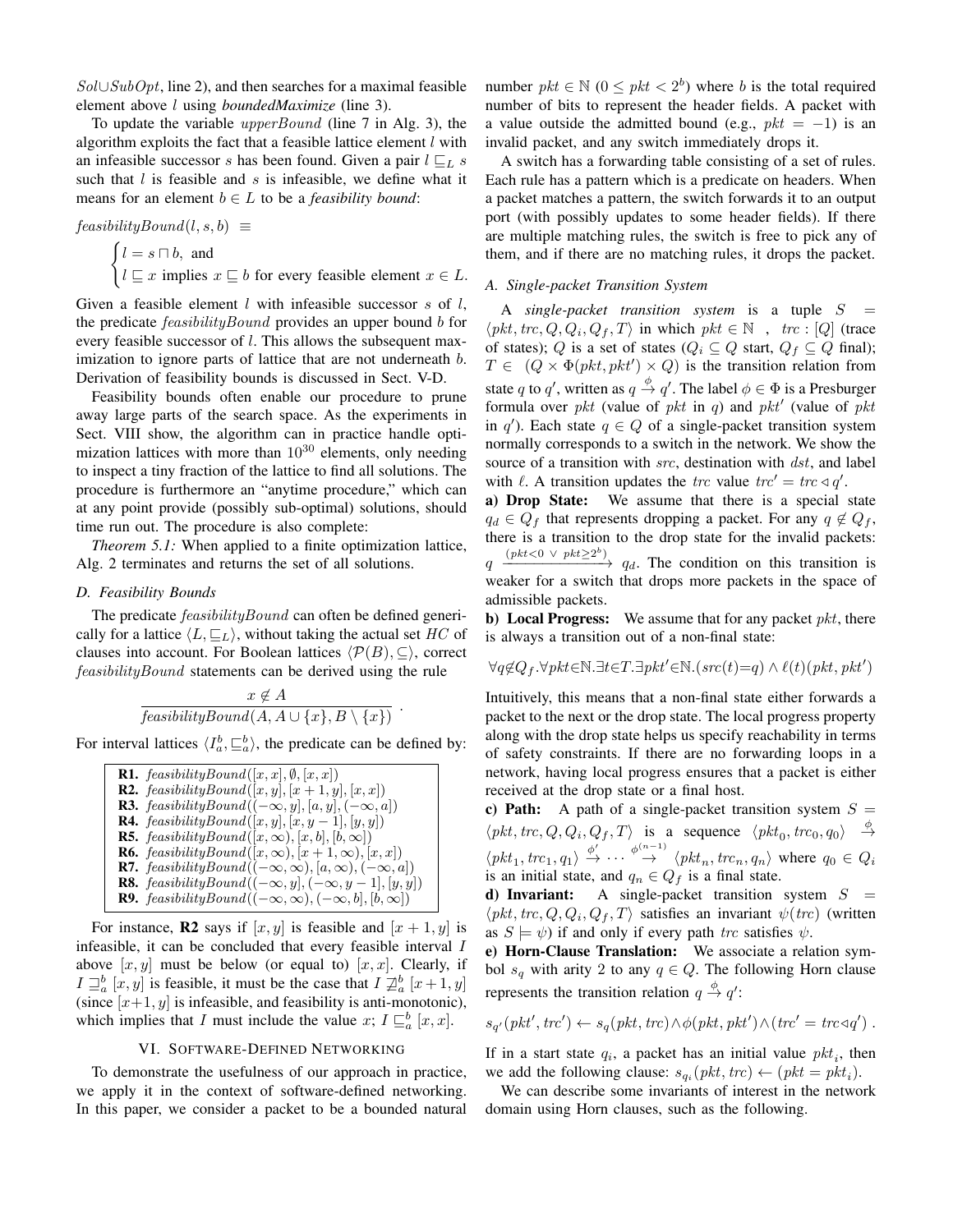$Sol \cup SubOpt$, line 2), and then searches for a maximal feasible element above $l$ using *boundedMaximize* (line 3).

To update the variable $upperBound$ (line 7 in Alg. 3), the algorithm exploits the fact that a feasible lattice element $l$ with an infeasible successor $s$ has been found. Given a pair $l \sqsubseteq_L s$ such that $l$ is feasible and $s$ is infeasible, we define what it means for an element $b \in L$ to be a *feasibility bound*:

$$feasibilityBound(l, s, b) \equiv \begin{cases} l = s \sqcap b, \text{ and} \\ l \sqsubseteq x \text{ implies } x \sqsubseteq b \text{ for every feasible element } x \in L. \end{cases}$$

Given a feasible element $l$ with infeasible successor $s$ of $l$, the predicate $feasibilityBound$ provides an upper bound $b$ for every feasible successor of $l$. This allows the subsequent maximization to ignore parts of lattice that are not underneath $b$. Derivation of feasibility bounds is discussed in Sect. V-D.

Feasibility bounds often enable our procedure to prune away large parts of the search space. As the experiments in Sect. VIII show, the algorithm can in practice handle optimization lattices with more than $10^{30}$ elements, only needing to inspect a tiny fraction of the lattice to find all solutions. The procedure is furthermore an "anytime procedure," which can at any point provide (possibly sub-optimal) solutions, should time run out. The procedure is also complete:

*Theorem 5.1:* When applied to a finite optimization lattice, Alg. 2 terminates and returns the set of all solutions.

### D. Feasibility Bounds

The predicate $feasibilityBound$ can often be defined generically for a lattice $\langle L, \sqsubseteq_L \rangle$, without taking the actual set $HC$ of clauses into account. For Boolean lattices $\langle \mathcal{P}(B), \subseteq \rangle$, correct $feasibilityBound$ statements can be derived using the rule

$$\frac{x \notin A}{feasibilityBound(A, A \cup \{x\}, B \setminus \{x\})} .$$

For interval lattices $\langle I_a^b, \sqsubseteq_a^b \rangle$, the predicate can be defined by:

- **R1.** $feasibilityBound([x, x], \emptyset, [x, x])$
- **R2.** $feasibilityBound([x, y], [x + 1, y], [x, x])$
- **R3.** $feasibilityBound((-\infty, y], [a, y], (-\infty, a])$
- **R4.** $feasibilityBound([x, y], [x, y - 1], [y, y])$
- **R5.** $feasibilityBound([x, \infty), [x, b], [b, \infty])$
- **R6.** $feasibilityBound([x, \infty), [x + 1, \infty), [x, x])$
- **R7.** $feasibilityBound((-\infty, \infty), [a, \infty), (-\infty, a])$
- **R8.** $feasibilityBound((-\infty, y], (-\infty, y - 1], [y, y])$
- **R9.** $feasibilityBound((-\infty, \infty), (-\infty, b], [b, \infty))$

For instance, **R2** says if $[x, y]$ is feasible and $[x + 1, y]$ is infeasible, it can be concluded that every feasible interval $I$ above $[x, y]$ must be below (or equal to) $[x, x]$. Clearly, if $I \sqsupseteq_a^b [x, y]$ is feasible, it must be the case that $I \not\sqsupseteq_a^b [x + 1, y]$ (since $[x+1, y]$ is infeasible, and feasibility is anti-monotonic), which implies that $I$ must include the value $x$; $I \sqsubseteq_a^b [x, x]$.

## VI. Software-Defined Networking

To demonstrate the usefulness of our approach in practice, we apply it in the context of software-defined networking. In this paper, we consider a packet to be a bounded natural number $pkt \in \mathbb{N}$ ($0 \leq pkt < 2^b$) where $b$ is the total required number of bits to represent the header fields. A packet with a value outside the admitted bound (e.g., $pkt = -1$) is an invalid packet, and any switch immediately drops it.

A switch has a forwarding table consisting of a set of rules. Each rule has a pattern which is a predicate on headers. When a packet matches a pattern, the switch forwards it to an output port (with possibly updates to some header fields). If there are multiple matching rules, the switch is free to pick any of them, and if there are no matching rules, it drops the packet.

### A. Single-packet Transition System

A *single-packet transition system* is a tuple $S = \langle pkt, trc, Q, Q_i, Q_f, T \rangle$ in which $pkt \in \mathbb{N}$ , $trc : [Q]$ (trace of states); $Q$ is a set of states ($Q_i \subseteq Q$ start, $Q_f \subseteq Q$ final); $T \in (Q \times \Phi(pkt, pkt') \times Q)$ is the transition relation from state $q$ to $q'$, written as $q \xrightarrow{\phi} q'$. The label $\phi \in \Phi$ is a Presburger formula over $pkt$ (value of $pkt$ in $q$) and $pkt'$ (value of $pkt$ in $q'$). Each state $q \in Q$ of a single-packet transition system normally corresponds to a switch in the network. We show the source of a transition with $src$, destination with $dst$, and label with $\ell$. A transition updates the $trc$ value $trc' = trc \triangleleft q'$.

**a) Drop State:** We assume that there is a special state $q_d \in Q_f$ that represents dropping a packet. For any $q \notin Q_f$, there is a transition to the drop state for the invalid packets: $q \xrightarrow{(pkt<0 \ \vee \ pkt \geq 2^b)} q_d$. The condition on this transition is weaker for a switch that drops more packets in the space of admissible packets.

**b) Local Progress:** We assume that for any packet $pkt$, there is always a transition out of a non-final state:

$$\forall q \notin Q_f . \forall pkt \in \mathbb{N} . \exists t \in T . \exists pkt' \in \mathbb{N} . (src(t) = q) \wedge \ell(t)(pkt, pkt')$$

Intuitively, this means that a non-final state either forwards a packet to the next or the drop state. The local progress property along with the drop state helps us specify reachability in terms of safety constraints. If there are no forwarding loops in a network, having local progress ensures that a packet is either received at the drop state or a final host.

**c) Path:** A path of a single-packet transition system $S = \langle pkt, trc, Q, Q_i, Q_f, T \rangle$ is a sequence $\langle pkt_0, trc_0, q_0 \rangle \xrightarrow{\phi} \langle pkt_1, trc_1, q_1 \rangle \xrightarrow{\phi'} \cdots \xrightarrow{\phi^{(n-1)}} \langle pkt_n, trc_n, q_n \rangle$ where $q_0 \in Q_i$ is an initial state, and $q_n \in Q_f$ is a final state.

**d) Invariant:** A single-packet transition system $S = \langle pkt, trc, Q, Q_i, Q_f, T \rangle$ satisfies an invariant $\psi(trc)$ (written as $S \models \psi$) if and only if every path $trc$ satisfies $\psi$.

**e) Horn-Clause Translation:** We associate a relation symbol $s_q$ with arity 2 to any $q \in Q$. The following Horn clause represents the transition relation $q \xrightarrow{\phi} q'$:

$$s_{q'}(pkt', trc') \leftarrow s_q(pkt, trc) \wedge \phi(pkt, pkt') \wedge (trc' = trc \triangleleft q') .$$

If in a start state $q_i$, a packet has an initial value $pkt_i$, then we add the following clause: $s_{q_i}(pkt, trc) \leftarrow (pkt = pkt_i)$.

We can describe some invariants of interest in the network domain using Horn clauses, such as the following.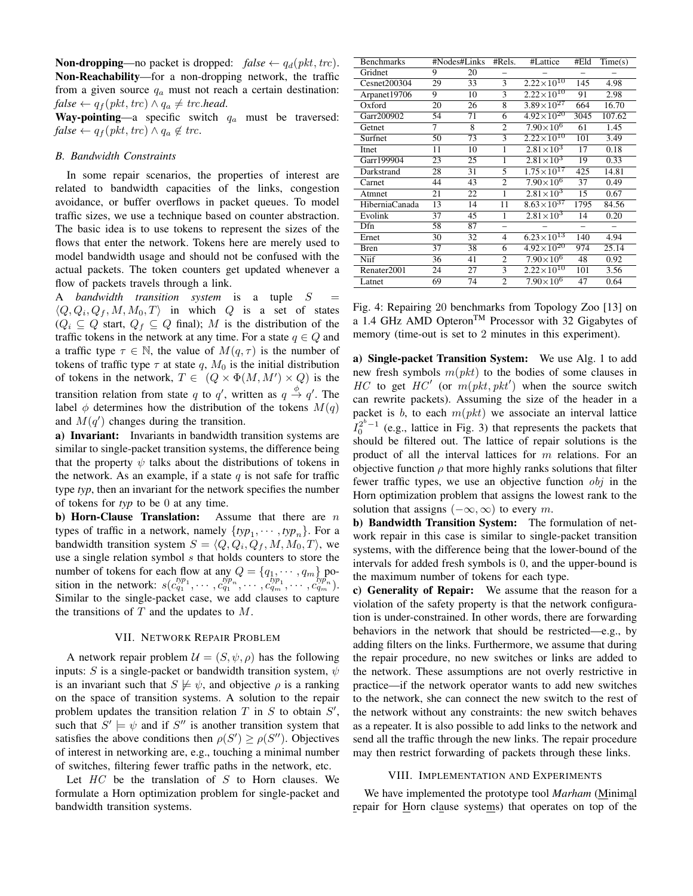**Non-dropping**—no packet is dropped: $false \leftarrow q_d(pkt, trc)$.
**Non-Reachability**—for a non-dropping network, the traffic from a given source $q_a$ must not reach a certain destination: $false \leftarrow q_f(pkt, trc) \wedge q_a \neq trc.head$.
**Way-pointing**—a specific switch $q_a$ must be traversed: $false \leftarrow q_f(pkt, trc) \wedge q_a \notin trc$.

### B. Bandwidth Constraints

In some repair scenarios, the properties of interest are related to bandwidth capacities of the links, congestion avoidance, or buffer overflows in packet queues. To model traffic sizes, we use a technique based on counter abstraction. The basic idea is to use tokens to represent the sizes of the flows that enter the network. Tokens here are merely used to model bandwidth usage and should not be confused with the actual packets. The token counters get updated whenever a flow of packets travels through a link.

A *bandwidth transition system* is a tuple $S = \langle Q, Q_i, Q_f, M, M_0, T\rangle$ in which $Q$ is a set of states ($Q_i \subseteq Q$ start, $Q_f \subseteq Q$ final); $M$ is the distribution of the traffic tokens in the network at any time. For a state $q \in Q$ and a traffic type $\tau \in \mathbb{N}$, the value of $M(q, \tau)$ is the number of tokens of traffic type $\tau$ at state $q$, $M_0$ is the initial distribution of tokens in the network, $T \in (Q \times \Phi(M, M') \times Q)$ is the transition relation from state $q$ to $q'$, written as $q \xrightarrow{\phi} q'$. The label $\phi$ determines how the distribution of the tokens $M(q)$ and $M(q')$ changes during the transition.

**a) Invariant:** Invariants in bandwidth transition systems are similar to single-packet transition systems, the difference being that the property $\psi$ talks about the distributions of tokens in the network. As an example, if a state $q$ is not safe for traffic type *typ*, then an invariant for the network specifies the number of tokens for *typ* to be 0 at any time.

**b) Horn-Clause Translation:** Assume that there are $n$ types of traffic in a network, namely $\{typ_1, \cdots, typ_n\}$. For a bandwidth transition system $S = \langle Q, Q_i, Q_f, M, M_0, T\rangle$, we use a single relation symbol $s$ that holds counters to store the number of tokens for each flow at any $Q = \{q_1, \cdots, q_m\}$ position in the network: $s(c_{q_1}^{typ_1}, \cdots, c_{q_1}^{typ_n}, \cdots, c_{q_m}^{typ_1}, \cdots, c_{q_m}^{typ_n})$. Similar to the single-packet case, we add clauses to capture the transitions of $T$ and the updates to $M$.

## VII. Network Repair Problem

A network repair problem $\mathcal{U} = (S, \psi, \rho)$ has the following inputs: $S$ is a single-packet or bandwidth transition system, $\psi$ is an invariant such that $S \not\models \psi$, and objective $\rho$ is a ranking on the space of transition systems. A solution to the repair problem updates the transition relation $T$ in $S$ to obtain $S'$, such that $S' \models \psi$ and if $S''$ is another transition system that satisfies the above conditions then $\rho(S') \geq \rho(S'')$. Objectives of interest in networking are, e.g., touching a minimal number of switches, filtering fewer traffic paths in the network, etc.

Let $HC$ be the translation of $S$ to Horn clauses. We formulate a Horn optimization problem for single-packet and bandwidth transition systems.

| Benchmarks | #Nodes | #Links | #Rels. | #Lattice | #Eld | Time(s) |
|---|---|---|---|---|---|---|
| Gridnet | 9 | 20 | – | – | – | – |
| Cesnet200304 | 29 | 33 | 3 | $2.22\times10^{10}$ | 145 | 4.98 |
| Arpanet19706 | 9 | 10 | 3 | $2.22\times10^{10}$ | 91 | 2.98 |
| Oxford | 20 | 26 | 8 | $3.89\times10^{27}$ | 664 | 16.70 |
| Garr200902 | 54 | 71 | 6 | $4.92\times10^{20}$ | 3045 | 107.62 |
| Getnet | 7 | 8 | 2 | $7.90\times10^{6}$ | 61 | 1.45 |
| Surfnet | 50 | 73 | 3 | $2.22\times10^{10}$ | 101 | 3.49 |
| Itnet | 11 | 10 | 1 | $2.81\times10^{3}$ | 17 | 0.18 |
| Garr199904 | 23 | 25 | 1 | $2.81\times10^{3}$ | 19 | 0.33 |
| Darkstrand | 28 | 31 | 5 | $1.75\times10^{17}$ | 425 | 14.81 |
| Carnet | 44 | 43 | 2 | $7.90\times10^{6}$ | 37 | 0.49 |
| Atmnet | 21 | 22 | 1 | $2.81\times10^{3}$ | 15 | 0.67 |
| HiberniaCanada | 13 | 14 | 11 | $8.63\times10^{37}$ | 1795 | 84.56 |
| Evolink | 37 | 45 | 1 | $2.81\times10^{3}$ | 14 | 0.20 |
| Dfn | 58 | 87 | – | – | – | – |
| Ernet | 30 | 32 | 4 | $6.23\times10^{13}$ | 140 | 4.94 |
| Bren | 37 | 38 | 6 | $4.92\times10^{20}$ | 974 | 25.14 |
| Niif | 36 | 41 | 2 | $7.90\times10^{6}$ | 48 | 0.92 |
| Renater2001 | 24 | 27 | 3 | $2.22\times10^{10}$ | 101 | 3.56 |
| Latnet | 69 | 74 | 2 | $7.90\times10^{6}$ | 47 | 0.64 |

Fig. 4: Repairing 20 benchmarks from Topology Zoo [13] on a 1.4 GHz AMD Opteron™ Processor with 32 Gigabytes of memory (time-out is set to 2 minutes in this experiment).

**a) Single-packet Transition System:** We use Alg. 1 to add new fresh symbols $m(pkt)$ to the bodies of some clauses in $HC$ to get $HC'$ (or $m(pkt, pkt')$ when the source switch can rewrite packets). Assuming the size of the header in a packet is $b$, to each $m(pkt)$ we associate an interval lattice $I_0^{2^b-1}$ (e.g., lattice in Fig. 3) that represents the packets that should be filtered out. The lattice of repair solutions is the product of all the interval lattices for $m$ relations. For an objective function $\rho$ that more highly ranks solutions that filter fewer traffic types, we use an objective function $obj$ in the Horn optimization problem that assigns the lowest rank to the solution that assigns $(-\infty, \infty)$ to every $m$.

**b) Bandwidth Transition System:** The formulation of network repair in this case is similar to single-packet transition systems, with the difference being that the lower-bound of the intervals for added fresh symbols is 0, and the upper-bound is the maximum number of tokens for each type.

**c) Generality of Repair:** We assume that the reason for a violation of the safety property is that the network configuration is under-constrained. In other words, there are forwarding behaviors in the network that should be restricted—e.g., by adding filters on the links. Furthermore, we assume that during the repair procedure, no new switches or links are added to the network. These assumptions are not overly restrictive in practice—if the network operator wants to add new switches to the network, she can connect the new switch to the rest of the network without any constraints: the new switch behaves as a repeater. It is also possible to add links to the network and send all the traffic through the new links. The repair procedure may then restrict forwarding of packets through these links.

## VIII. Implementation and Experiments

We have implemented the prototype tool *Marham* (Minimal repair for Horn clause systems) that operates on top of the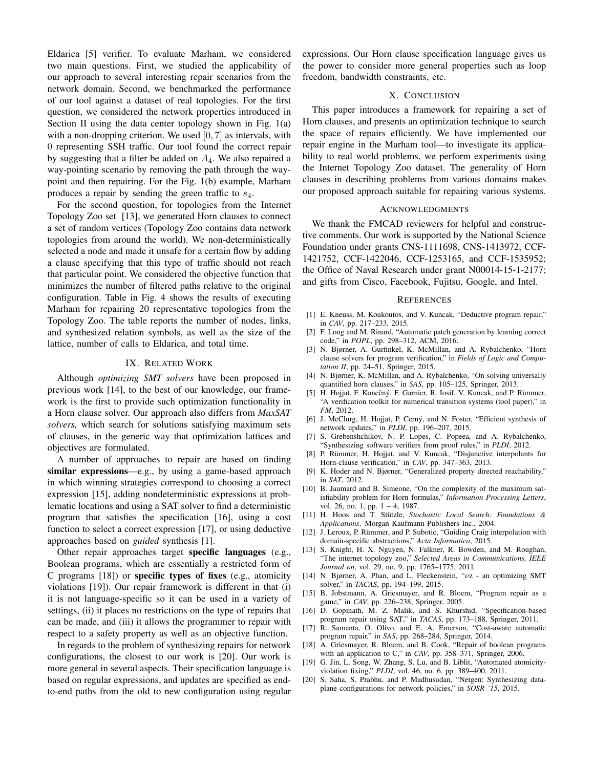Eldarica [5] verifier. To evaluate Marham, we considered two main questions. First, we studied the applicability of our approach to several interesting repair scenarios from the network domain. Second, we benchmarked the performance of our tool against a dataset of real topologies. For the first question, we considered the network properties introduced in Section II using the data center topology shown in Fig. 1(a) with a non-dropping criterion. We used $[0, 7]$ as intervals, with $0$ representing SSH traffic. Our tool found the correct repair by suggesting that a filter be added on $A_4$. We also repaired a way-pointing scenario by removing the path through the way-point and then repairing. For the Fig. 1(b) example, Marham produces a repair by sending the green traffic to $s_4$.

For the second question, for topologies from the Internet Topology Zoo set [13], we generated Horn clauses to connect a set of random vertices (Topology Zoo contains data network topologies from around the world). We non-deterministically selected a node and made it unsafe for a certain flow by adding a clause specifying that this type of traffic should not reach that particular point. We considered the objective function that minimizes the number of filtered paths relative to the original configuration. Table in Fig. 4 shows the results of executing Marham for repairing 20 representative topologies from the Topology Zoo. The table reports the number of nodes, links, and synthesized relation symbols, as well as the size of the lattice, number of calls to Eldarica, and total time.

## IX. Related Work

Although *optimizing SMT solvers* have been proposed in previous work [14], to the best of our knowledge, our framework is the first to provide such optimization functionality in a Horn clause solver. Our approach also differs from *MaxSAT solvers,* which search for solutions satisfying maximum sets of clauses, in the generic way that optimization lattices and objectives are formulated.

A number of approaches to repair are based on finding **similar expressions**—e.g., by using a game-based approach in which winning strategies correspond to choosing a correct expression [15], adding nondeterministic expressions at problematic locations and using a SAT solver to find a deterministic program that satisfies the specification [16], using a cost function to select a correct expression [17], or using deductive approaches based on *guided* synthesis [1].

Other repair approaches target **specific languages** (e.g., Boolean programs, which are essentially a restricted form of C programs [18]) or **specific types of fixes** (e.g., atomicity violations [19]). Our repair framework is different in that (i) it is not language-specific so it can be used in a variety of settings, (ii) it places no restrictions on the type of repairs that can be made, and (iii) it allows the programmer to repair with respect to a safety property as well as an objective function.

In regards to the problem of synthesizing repairs for network configurations, the closest to our work is [20]. Our work is more general in several aspects. Their specification language is based on regular expressions, and updates are specified as end-to-end paths from the old to new configuration using regular expressions. Our Horn clause specification language gives us the power to consider more general properties such as loop freedom, bandwidth constraints, etc.

## X. Conclusion

This paper introduces a framework for repairing a set of Horn clauses, and presents an optimization technique to search the space of repairs efficiently. We have implemented our repair engine in the Marham tool—to investigate its applicability to real world problems, we perform experiments using the Internet Topology Zoo dataset. The generality of Horn clauses in describing problems from various domains makes our proposed approach suitable for repairing various systems.

## Acknowledgments

We thank the FMCAD reviewers for helpful and constructive comments. Our work is supported by the National Science Foundation under grants CNS-1111698, CNS-1413972, CCF-1421752, CCF-1422046, CCF-1253165, and CCF-1535952; the Office of Naval Research under grant N00014-15-1-2177; and gifts from Cisco, Facebook, Fujitsu, Google, and Intel.

## References

[1] E. Kneuss, M. Koukoutos, and V. Kuncak, "Deductive program repair," in *CAV*, pp. 217–233, 2015.

[2] F. Long and M. Rinard, "Automatic patch generation by learning correct code," in *POPL*, pp. 298–312, ACM, 2016.

[3] N. Bjørner, A. Gurfinkel, K. McMillan, and A. Rybalchenko, "Horn clause solvers for program verification," in *Fields of Logic and Computation II*, pp. 24–51, Springer, 2015.

[4] N. Bjørner, K. McMillan, and A. Rybalchenko, "On solving universally quantified horn clauses," in *SAS*, pp. 105–125, Springer, 2013.

[5] H. Hojjat, F. Konečný, F. Garnier, R. Iosif, V. Kuncak, and P. Rümmer, "A verification toolkit for numerical transition systems (tool paper)," in *FM*, 2012.

[6] J. McClurg, H. Hojjat, P. Cerný, and N. Foster, "Efficient synthesis of network updates," in *PLDI*, pp. 196–207, 2015.

[7] S. Grebenshchikov, N. P. Lopes, C. Popeea, and A. Rybalchenko, "Synthesizing software verifiers from proof rules," in *PLDI*, 2012.

[8] P. Rümmer, H. Hojjat, and V. Kuncak, "Disjunctive interpolants for Horn-clause verification," in *CAV*, pp. 347–363, 2013.

[9] K. Hoder and N. Bjørner, "Generalized property directed reachability," in *SAT*, 2012.

[10] B. Jaumard and B. Simeone, "On the complexity of the maximum satisfiability problem for Horn formulas," *Information Processing Letters*, vol. 26, no. 1, pp. 1 – 4, 1987.

[11] H. Hoos and T. Stützle, *Stochastic Local Search: Foundations & Applications*. Morgan Kaufmann Publishers Inc., 2004.

[12] J. Leroux, P. Rümmer, and P. Subotic, "Guiding Craig interpolation with domain-specific abstractions," *Acta Informatica*, 2015.

[13] S. Knight, H. X. Nguyen, N. Falkner, R. Bowden, and M. Roughan, "The internet topology zoo," *Selected Areas in Communications, IEEE Journal on*, vol. 29, no. 9, pp. 1765–1775, 2011.

[14] N. Bjørner, A. Phan, and L. Fleckenstein, "$\nu z$ - an optimizing SMT solver," in *TACAS*, pp. 194–199, 2015.

[15] B. Jobstmann, A. Griesmayer, and R. Bloem, "Program repair as a game," in *CAV*, pp. 226–238, Springer, 2005.

[16] D. Gopinath, M. Z. Malik, and S. Khurshid, "Specification-based program repair using SAT," in *TACAS*, pp. 173–188, Springer, 2011.

[17] R. Samanta, O. Olivo, and E. A. Emerson, "Cost-aware automatic program repair," in *SAS*, pp. 268–284, Springer, 2014.

[18] A. Griesmayer, R. Bloem, and B. Cook, "Repair of boolean programs with an application to C," in *CAV*, pp. 358–371, Springer, 2006.

[19] G. Jin, L. Song, W. Zhang, S. Lu, and B. Liblit, "Automated atomicity-violation fixing," *PLDI*, vol. 46, no. 6, pp. 389–400, 2011.

[20] S. Saha, S. Prabhu, and P. Madhusudan, "Netgen: Synthesizing data-plane configurations for network policies," in *SOSR '15*, 2015.